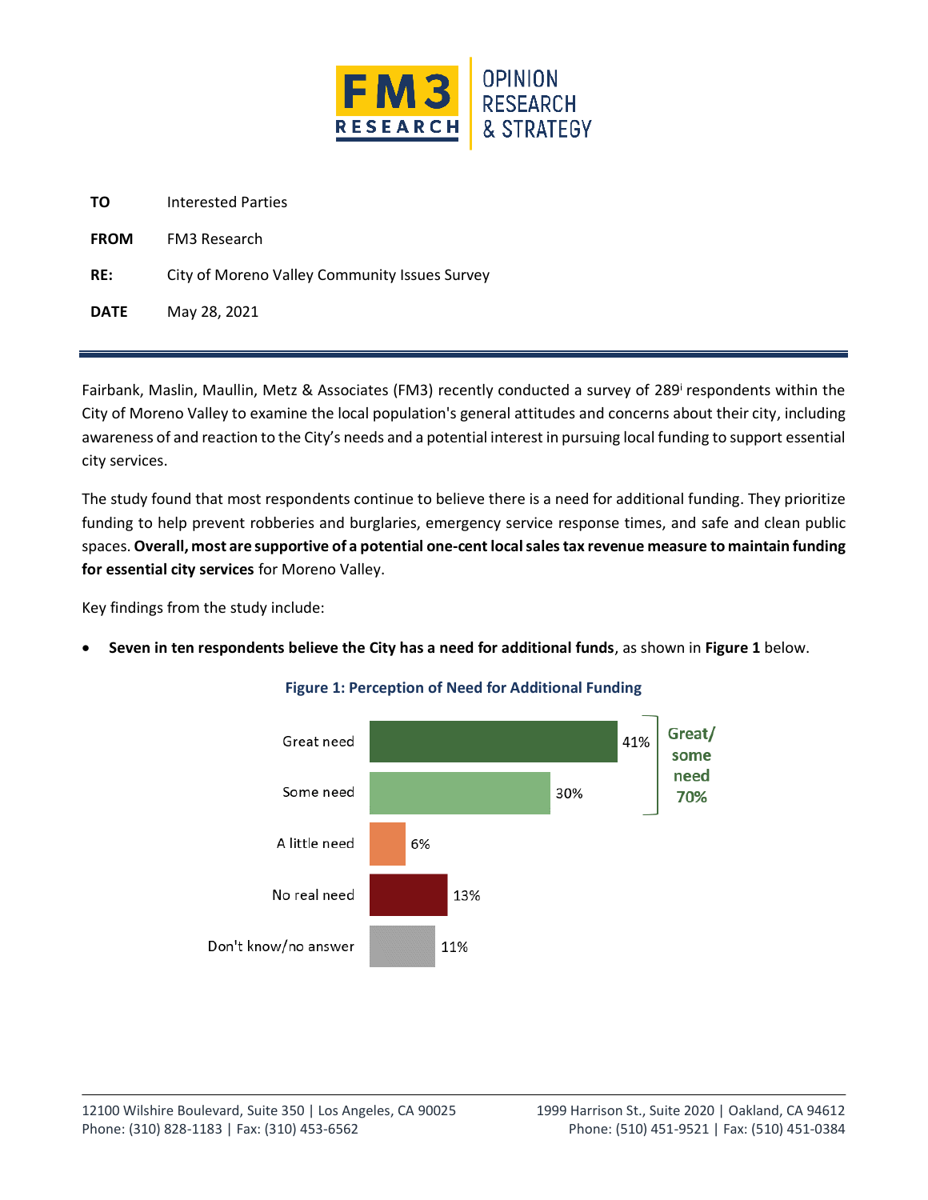**TO** Interested Parties

**FROM** FM3 Research

**RE:** City of Moreno Valley Community Issues Survey

**DATE** May 28, 2021

---

Fairbank, Maslin, Maullin, Metz & Associates (FM3) recently conducted a survey of 289[i] respondents within the City of Moreno Valley to examine the local population's general attitudes and concerns about their city, including awareness of and reaction to the City's needs and a potential interest in pursuing local funding to support essential city services.

The study found that most respondents continue to believe there is a need for additional funding. They prioritize funding to help prevent robberies and burglaries, emergency service response times, and safe and clean public spaces. **Overall, most are supportive of a potential one-cent local sales tax revenue measure to maintain funding for essential city services** for Moreno Valley.

Key findings from the study include:

- **Seven in ten respondents believe the City has a need for additional funds**, as shown in **Figure 1** below.

**Figure 1: Perception of Need for Additional Funding**

| Response | Percent |
|---|---|
| Great need | 41% |
| Some need | 30% |
| A little need | 6% |
| No real need | 13% |
| Don't know/no answer | 11% |

Great/some need 70%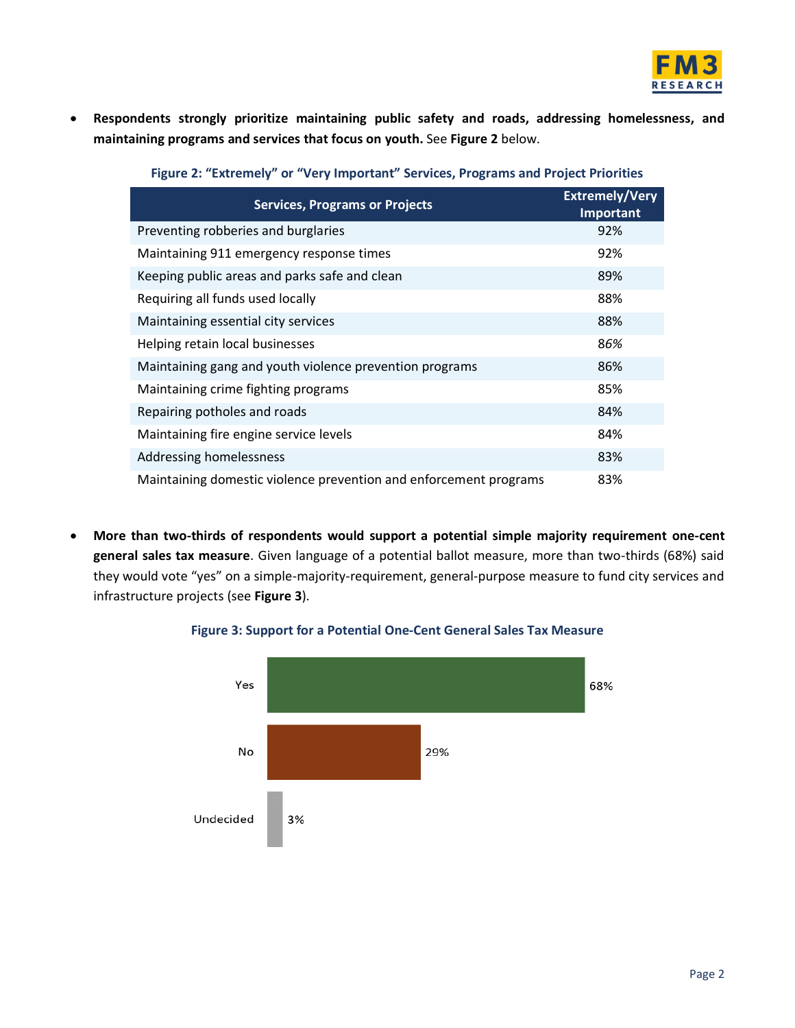- **Respondents strongly prioritize maintaining public safety and roads, addressing homelessness, and maintaining programs and services that focus on youth.** See **Figure 2** below.

**Figure 2: "Extremely" or "Very Important" Services, Programs and Project Priorities**

| Services, Programs or Projects | Extremely/Very Important |
|---|---|
| Preventing robberies and burglaries | 92% |
| Maintaining 911 emergency response times | 92% |
| Keeping public areas and parks safe and clean | 89% |
| Requiring all funds used locally | 88% |
| Maintaining essential city services | 88% |
| Helping retain local businesses | 86% |
| Maintaining gang and youth violence prevention programs | 86% |
| Maintaining crime fighting programs | 85% |
| Repairing potholes and roads | 84% |
| Maintaining fire engine service levels | 84% |
| Addressing homelessness | 83% |
| Maintaining domestic violence prevention and enforcement programs | 83% |

- **More than two-thirds of respondents would support a potential simple majority requirement one-cent general sales tax measure**. Given language of a potential ballot measure, more than two-thirds (68%) said they would vote "yes" on a simple-majority-requirement, general-purpose measure to fund city services and infrastructure projects (see **Figure 3**).

**Figure 3: Support for a Potential One-Cent General Sales Tax Measure**

| Response | Percent |
|---|---|
| Yes | 68% |
| No | 29% |
| Undecided | 3% |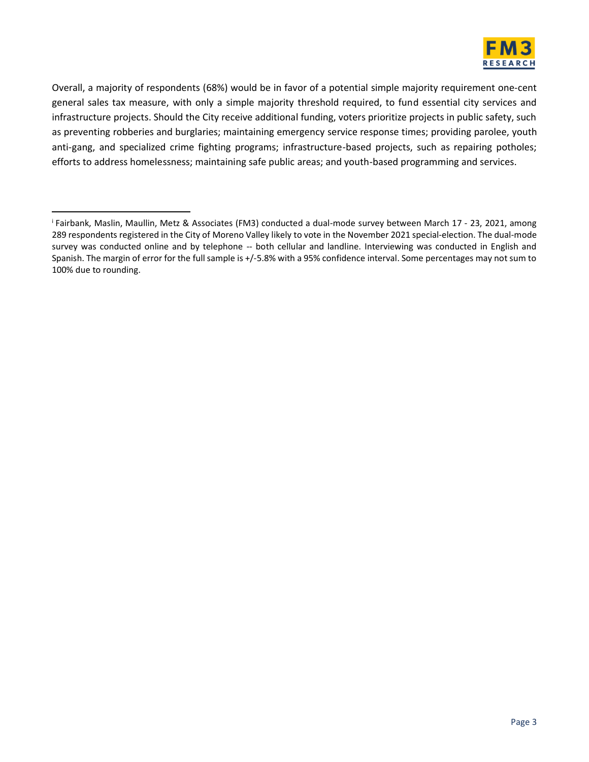Overall, a majority of respondents (68%) would be in favor of a potential simple majority requirement one-cent general sales tax measure, with only a simple majority threshold required, to fund essential city services and infrastructure projects. Should the City receive additional funding, voters prioritize projects in public safety, such as preventing robberies and burglaries; maintaining emergency service response times; providing parolee, youth anti-gang, and specialized crime fighting programs; infrastructure-based projects, such as repairing potholes; efforts to address homelessness; maintaining safe public areas; and youth-based programming and services.

---

[i] Fairbank, Maslin, Maullin, Metz & Associates (FM3) conducted a dual-mode survey between March 17 - 23, 2021, among 289 respondents registered in the City of Moreno Valley likely to vote in the November 2021 special-election. The dual-mode survey was conducted online and by telephone -- both cellular and landline. Interviewing was conducted in English and Spanish. The margin of error for the full sample is +/-5.8% with a 95% confidence interval. Some percentages may not sum to 100% due to rounding.